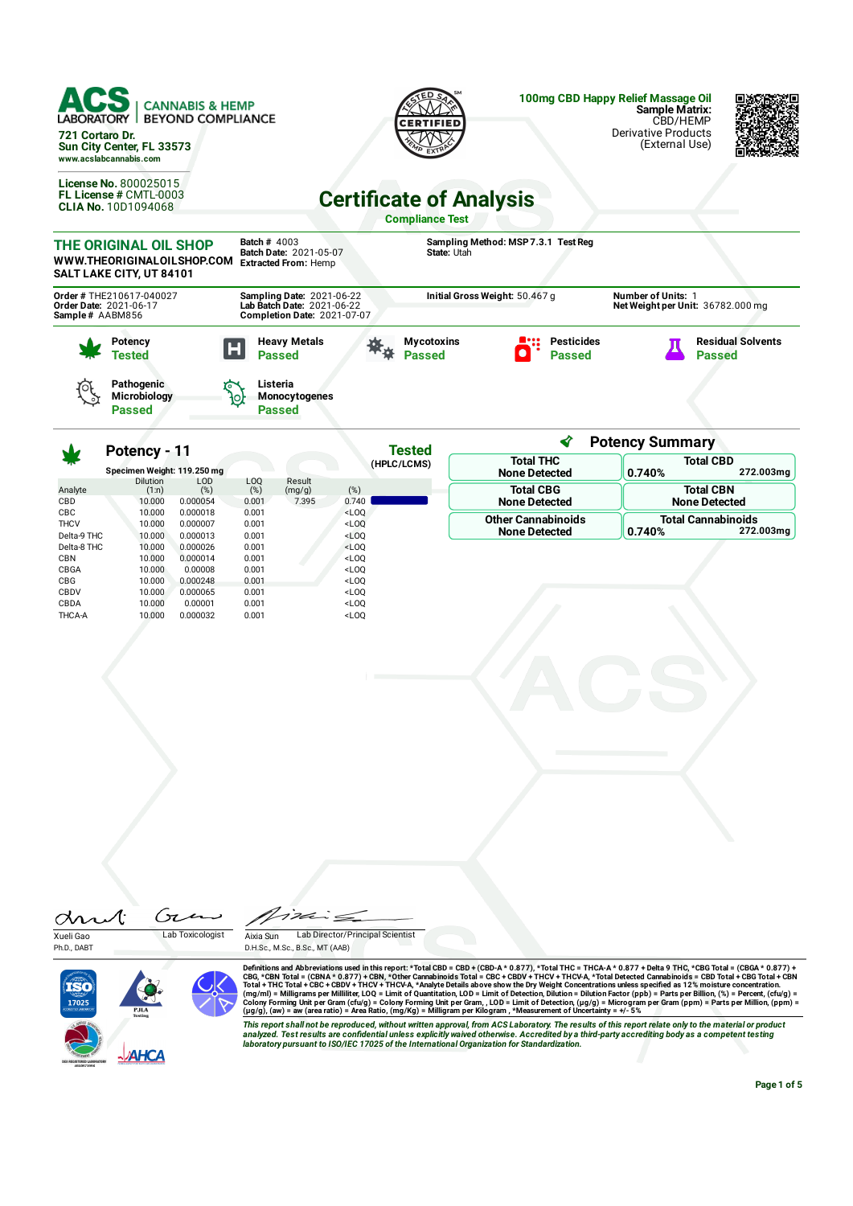**ACS LABORATORY** | CANNABIS & HEMP BEYOND COMPLIANCE

721 Cortaro Dr.
Sun City Center, FL 33573
www.acslabcannabis.com

License No. 800025015
FL License # CMTL-0003
CLIA No. 10D1094068

TESTED SAFE CERTIFIED HEMP EXTRACT

**100mg CBD Happy Relief Massage Oil**
**Sample Matrix:** CBD/HEMP
Derivative Products
(External Use)

# Certificate of Analysis

**Compliance Test**

**THE ORIGINAL OIL SHOP**
**WWW.THEORIGINALOILSHOP.COM**
**SALT LAKE CITY, UT 84101**

**Batch #** 4003
**Batch Date:** 2021-05-07
**Extracted From:** Hemp

**Sampling Method:** MSP 7.3.1 Test Reg
**State:** Utah

**Order #** THE210617-040027
**Order Date:** 2021-06-17
**Sample #** AABM856

**Sampling Date:** 2021-06-22
**Lab Batch Date:** 2021-06-22
**Completion Date:** 2021-07-07

**Initial Gross Weight:** 50.467 g

**Number of Units:** 1
**Net Weight per Unit:** 36782.000 mg

| Test | Status |
|---|---|
| Potency | Tested |
| Heavy Metals | Passed |
| Mycotoxins | Passed |
| Pesticides | Passed |
| Residual Solvents | Passed |
| Pathogenic Microbiology | Passed |
| Listeria Monocytogenes | Passed |

## Potency - 11

**Tested** (HPLC/LCMS)

Specimen Weight: 119.250 mg

| Analyte | Dilution (1:n) | LOD (%) | LOQ (%) | Result (mg/g) | (%) |
|---|---|---|---|---|---|
| CBD | 10.000 | 0.000054 | 0.001 | 7.395 | 0.740 |
| CBC | 10.000 | 0.000018 | 0.001 | | <LOQ |
| THCV | 10.000 | 0.000007 | 0.001 | | <LOQ |
| Delta-9 THC | 10.000 | 0.000013 | 0.001 | | <LOQ |
| Delta-8 THC | 10.000 | 0.000026 | 0.001 | | <LOQ |
| CBN | 10.000 | 0.000014 | 0.001 | | <LOQ |
| CBGA | 10.000 | 0.00008 | 0.001 | | <LOQ |
| CBG | 10.000 | 0.000248 | 0.001 | | <LOQ |
| CBDV | 10.000 | 0.000065 | 0.001 | | <LOQ |
| CBDA | 10.000 | 0.00001 | 0.001 | | <LOQ |
| THCA-A | 10.000 | 0.000032 | 0.001 | | <LOQ |

## Potency Summary

| | |
|---|---|
| **Total THC** None Detected | **Total CBD** 0.740% 272.003mg |
| **Total CBG** None Detected | **Total CBN** None Detected |
| **Other Cannabinoids** None Detected | **Total Cannabinoids** 0.740% 272.003mg |

Xueli Gao, Ph.D., DABT — Lab Toxicologist

Aixia Sun, D.H.Sc., M.Sc., B.Sc., MT (AAB) — Lab Director/Principal Scientist

Definitions and Abbreviations used in this report: *Total CBD = CBD + (CBD-A * 0.877), *Total THC = THCA-A * 0.877 + Delta 9 THC, *CBG Total = (CBGA * 0.877) + CBG, *CBN Total = (CBNA * 0.877) + CBN, *Other Cannabinoids Total = CBC + CBDV + THCV + THCV-A, *Total Detected Cannabinoids = CBD Total + CBG Total + CBN Total + THC Total + CBC + CBDV + THCV + THCV-A, *Analyte Details above show the Dry Weight Concentrations unless specified as 12% moisture concentration. (mg/ml) = Milligrams per Milliliter, LOQ = Limit of Quantitation, LOD = Limit of Detection, Dilution = Dilution Factor (ppb) = Parts per Billion, (%) = Percent, (cfu/g) = Colony Forming Unit per Gram (cfu/g) = Colony Forming Unit per Gram, , LOD = Limit of Detection, (µg/g) = Microgram per Gram (ppm) = Parts per Million, (ppm) = (µg/g), (aw) = aw (area ratio) = Area Ratio, (mg/Kg) = Milligram per Kilogram , *Measurement of Uncertainty = +/- 5%

*This report shall not be reproduced, without written approval, from ACS Laboratory. The results of this report relate only to the material or product analyzed. Test results are confidential unless explicitly waived otherwise. Accredited by a third-party accrediting body as a competent testing laboratory pursuant to ISO/IEC 17025 of the International Organization for Standardization.*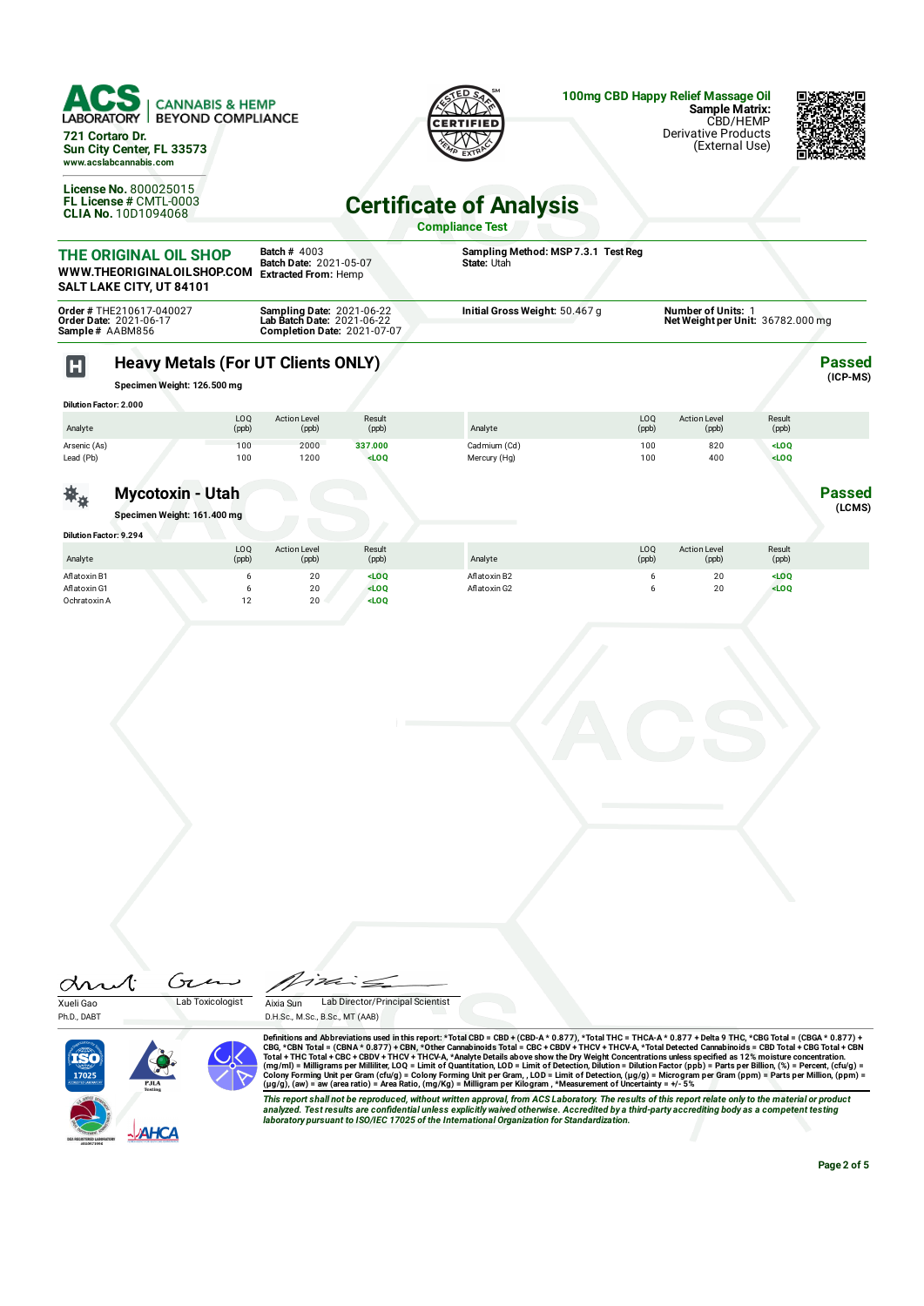**ACS LABORATORY** | CANNABIS & HEMP BEYOND COMPLIANCE

721 Cortaro Dr.
Sun City Center, FL 33573
www.acslabcannabis.com

License No. 800025015
FL License # CMTL-0003
CLIA No. 10D1094068

**100mg CBD Happy Relief Massage Oil**
**Sample Matrix:** CBD/HEMP Derivative Products (External Use)

# Certificate of Analysis

**Compliance Test**

**THE ORIGINAL OIL SHOP**
WWW.THEORIGINALOILSHOP.COM
SALT LAKE CITY, UT 84101

**Batch #** 4003
**Batch Date:** 2021-05-07
**Extracted From:** Hemp

**Sampling Method:** MSP 7.3.1 Test Reg
**State:** Utah

**Order #** THE210617-040027
**Order Date:** 2021-06-17
**Sample #** AABM856

**Sampling Date:** 2021-06-22
**Lab Batch Date:** 2021-06-22
**Completion Date:** 2021-07-07

**Initial Gross Weight:** 50.467 g

**Number of Units:** 1
**Net Weight per Unit:** 36782.000 mg

## Heavy Metals (For UT Clients ONLY)

**Passed** (ICP-MS)

**Specimen Weight: 126.500 mg**

**Dilution Factor: 2.000**

| Analyte | LOQ (ppb) | Action Level (ppb) | Result (ppb) | Analyte | LOQ (ppb) | Action Level (ppb) | Result (ppb) |
|---|---|---|---|---|---|---|---|
| Arsenic (As) | 100 | 2000 | 337.000 | Cadmium (Cd) | 100 | 820 | <LOQ |
| Lead (Pb) | 100 | 1200 | <LOQ | Mercury (Hg) | 100 | 400 | <LOQ |

## Mycotoxin - Utah

**Passed** (LCMS)

**Specimen Weight: 161.400 mg**

**Dilution Factor: 9.294**

| Analyte | LOQ (ppb) | Action Level (ppb) | Result (ppb) | Analyte | LOQ (ppb) | Action Level (ppb) | Result (ppb) |
|---|---|---|---|---|---|---|---|
| Aflatoxin B1 | 6 | 20 | <LOQ | Aflatoxin B2 | 6 | 20 | <LOQ |
| Aflatoxin G1 | 6 | 20 | <LOQ | Aflatoxin G2 | 6 | 20 | <LOQ |
| Ochratoxin A | 12 | 20 | <LOQ | | | | |

Xueli Gao
Ph.D., DABT
Lab Toxicologist

Aixia Sun
D.H.Sc., M.Sc., B.Sc., MT (AAB)
Lab Director/Principal Scientist

Definitions and Abbreviations used in this report: *Total CBD = CBD + (CBD-A * 0.877), *Total THC = THCA-A * 0.877 + Delta 9 THC, *CBG Total = (CBGA * 0.877) + CBG, *CBN Total = (CBNA * 0.877) + CBN, *Other Cannabinoids Total = CBC + CBDV + THCV + THCV-A, *Total Detected Cannabinoids = CBD Total + CBG Total + CBN Total + THC Total + CBC + CBDV + THCV + THCV-A, *Analyte Details above show the Dry Weight Concentrations unless specified as 12% moisture concentration. (mg/ml) = Milligrams per Milliliter, LOQ = Limit of Quantitation, LOD = Limit of Detection, Dilution = Dilution Factor (ppb) = Parts per Billion, (%) = Percent, (cfu/g) = Colony Forming Unit per Gram (cfu/g) = Colony Forming Unit per Gram, , LOD = Limit of Detection, (µg/g) = Microgram per Gram (ppm) = Parts per Million, (ppm) = (µg/g), (aw) = aw (area ratio) = Area Ratio, (mg/Kg) = Milligram per Kilogram , *Measurement of Uncertainty = +/- 5%

*This report shall not be reproduced, without written approval, from ACS Laboratory. The results of this report relate only to the material or product analyzed. Test results are confidential unless explicitly waived otherwise. Accredited by a third-party accrediting body as a competent testing laboratory pursuant to ISO/IEC 17025 of the International Organization for Standardization.*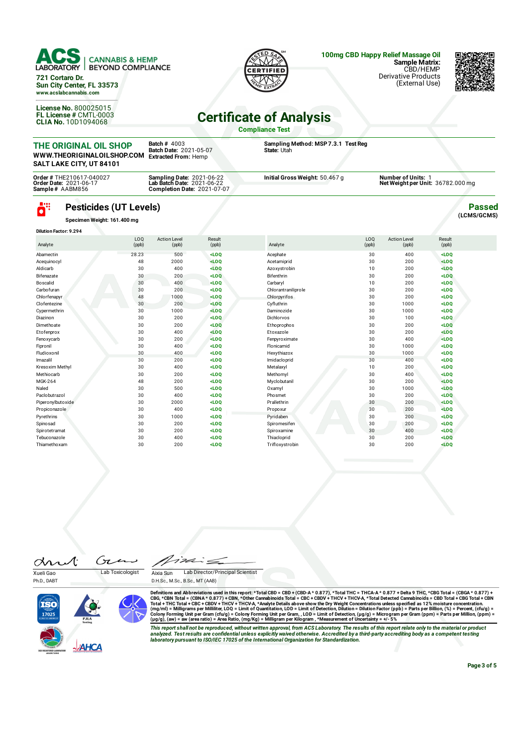**ACS LABORATORY** | CANNABIS & HEMP BEYOND COMPLIANCE

721 Cortaro Dr.
Sun City Center, FL 33573
www.acslabcannabis.com

**License No.** 800025015
**FL License #** CMTL-0003
**CLIA No.** 10D1094068

**100mg CBD Happy Relief Massage Oil**
**Sample Matrix:** CBD/HEMP Derivative Products (External Use)

# Certificate of Analysis

**Compliance Test**

**THE ORIGINAL OIL SHOP**
WWW.THEORIGINALOILSHOP.COM
SALT LAKE CITY, UT 84101

**Batch #** 4003
**Batch Date:** 2021-05-07
**Extracted From:** Hemp

**Sampling Method:** MSP 7.3.1 Test Reg
**State:** Utah

**Order #** THE210617-040027
**Order Date:** 2021-06-17
**Sample #** AABM856

**Sampling Date:** 2021-06-22
**Lab Batch Date:** 2021-06-22
**Completion Date:** 2021-07-07

**Initial Gross Weight:** 50.467 g

**Number of Units:** 1
**Net Weight per Unit:** 36782.000 mg

## Pesticides (UT Levels)

**Passed** (LCMS/GCMS)

**Specimen Weight: 161.400 mg**

**Dilution Factor: 9.294**

| Analyte | LOQ (ppb) | Action Level (ppb) | Result (ppb) | Analyte | LOQ (ppb) | Action Level (ppb) | Result (ppb) |
|---|---|---|---|---|---|---|---|
| Abamectin | 28.23 | 500 | <LOQ | Acephate | 30 | 400 | <LOQ |
| Acequinocyl | 48 | 2000 | <LOQ | Acetamiprid | 30 | 200 | <LOQ |
| Aldicarb | 30 | 400 | <LOQ | Azoxystrobin | 10 | 200 | <LOQ |
| Bifenazate | 30 | 200 | <LOQ | Bifenthrin | 30 | 200 | <LOQ |
| Boscalid | 30 | 400 | <LOQ | Carbaryl | 10 | 200 | <LOQ |
| Carbofuran | 30 | 200 | <LOQ | Chlorantraniliprole | 30 | 200 | <LOQ |
| Chlorfenapyr | 48 | 1000 | <LOQ | Chlorpyrifos | 30 | 200 | <LOQ |
| Clofentezine | 30 | 200 | <LOQ | Cyfluthrin | 30 | 1000 | <LOQ |
| Cypermethrin | 30 | 1000 | <LOQ | Daminozide | 30 | 1000 | <LOQ |
| Diazinon | 30 | 200 | <LOQ | Dichlorvos | 30 | 100 | <LOQ |
| Dimethoate | 30 | 200 | <LOQ | Ethoprophos | 30 | 200 | <LOQ |
| Etofenprox | 30 | 400 | <LOQ | Etoxazole | 30 | 200 | <LOQ |
| Fenoxycarb | 30 | 200 | <LOQ | Fenpyroximate | 30 | 400 | <LOQ |
| Fipronil | 30 | 400 | <LOQ | Flonicamid | 30 | 1000 | <LOQ |
| Fludioxonil | 30 | 400 | <LOQ | Hexythiazox | 30 | 1000 | <LOQ |
| Imazalil | 30 | 200 | <LOQ | Imidacloprid | 30 | 400 | <LOQ |
| Kresoxim Methyl | 30 | 400 | <LOQ | Metalaxyl | 10 | 200 | <LOQ |
| Methiocarb | 30 | 200 | <LOQ | Methomyl | 30 | 400 | <LOQ |
| MGK-264 | 48 | 200 | <LOQ | Myclobutanil | 30 | 200 | <LOQ |
| Naled | 30 | 500 | <LOQ | Oxamyl | 30 | 1000 | <LOQ |
| Paclobutrazol | 30 | 400 | <LOQ | Phosmet | 30 | 200 | <LOQ |
| Piperonylbutoxide | 30 | 2000 | <LOQ | Prallethrin | 30 | 200 | <LOQ |
| Propiconazole | 30 | 400 | <LOQ | Propoxur | 30 | 200 | <LOQ |
| Pyrethrins | 30 | 1000 | <LOQ | Pyridaben | 30 | 200 | <LOQ |
| Spinosad | 30 | 200 | <LOQ | Spiromesifen | 30 | 200 | <LOQ |
| Spirotetramat | 30 | 200 | <LOQ | Spiroxamine | 30 | 400 | <LOQ |
| Tebuconazole | 30 | 400 | <LOQ | Thiacloprid | 30 | 200 | <LOQ |
| Thiamethoxam | 30 | 200 | <LOQ | Trifloxystrobin | 30 | 200 | <LOQ |

Xueli Gao, Ph.D., DABT — Lab Toxicologist

Aixia Sun, D.H.Sc., M.Sc., B.Sc., MT (AAB) — Lab Director/Principal Scientist

Definitions and Abbreviations used in this report: *Total CBD = CBD + (CBD-A * 0.877), *Total THC = THCA-A * 0.877 + Delta 9 THC, *CBG Total = (CBGA * 0.877) + CBG, *CBN Total = (CBNA * 0.877) + CBN, *Other Cannabinoids Total = CBC + CBDV + THCV + THCV-A, *Total Detected Cannabinoids = CBD Total + CBG Total + CBN Total + THC Total + CBC + CBDV + THCV + THCV-A, *Analyte Details above show the Dry Weight Concentrations unless specified as 12% moisture concentration. (mg/ml) = Milligrams per Milliliter, LOQ = Limit of Quantitation, LOD = Limit of Detection, Dilution = Dilution Factor (ppb) = Parts per Billion, (%) = Percent, (cfu/g) = Colony Forming Unit per Gram (cfu/g) = Colony Forming Unit per Gram, , LOD = Limit of Detection, (µg/g) = Microgram per Gram (ppm) = Parts per Million, (ppm) = (µg/g), (aw) = aw (area ratio) = Area Ratio, (mg/Kg) = Milligram per Kilogram , *Measurement of Uncertainty = +/- 5%

*This report shall not be reproduced, without written approval, from ACS Laboratory. The results of this report relate only to the material or product analyzed. Test results are confidential unless explicitly waived otherwise. Accredited by a third-party accrediting body as a competent testing laboratory pursuant to ISO/IEC 17025 of the International Organization for Standardization.*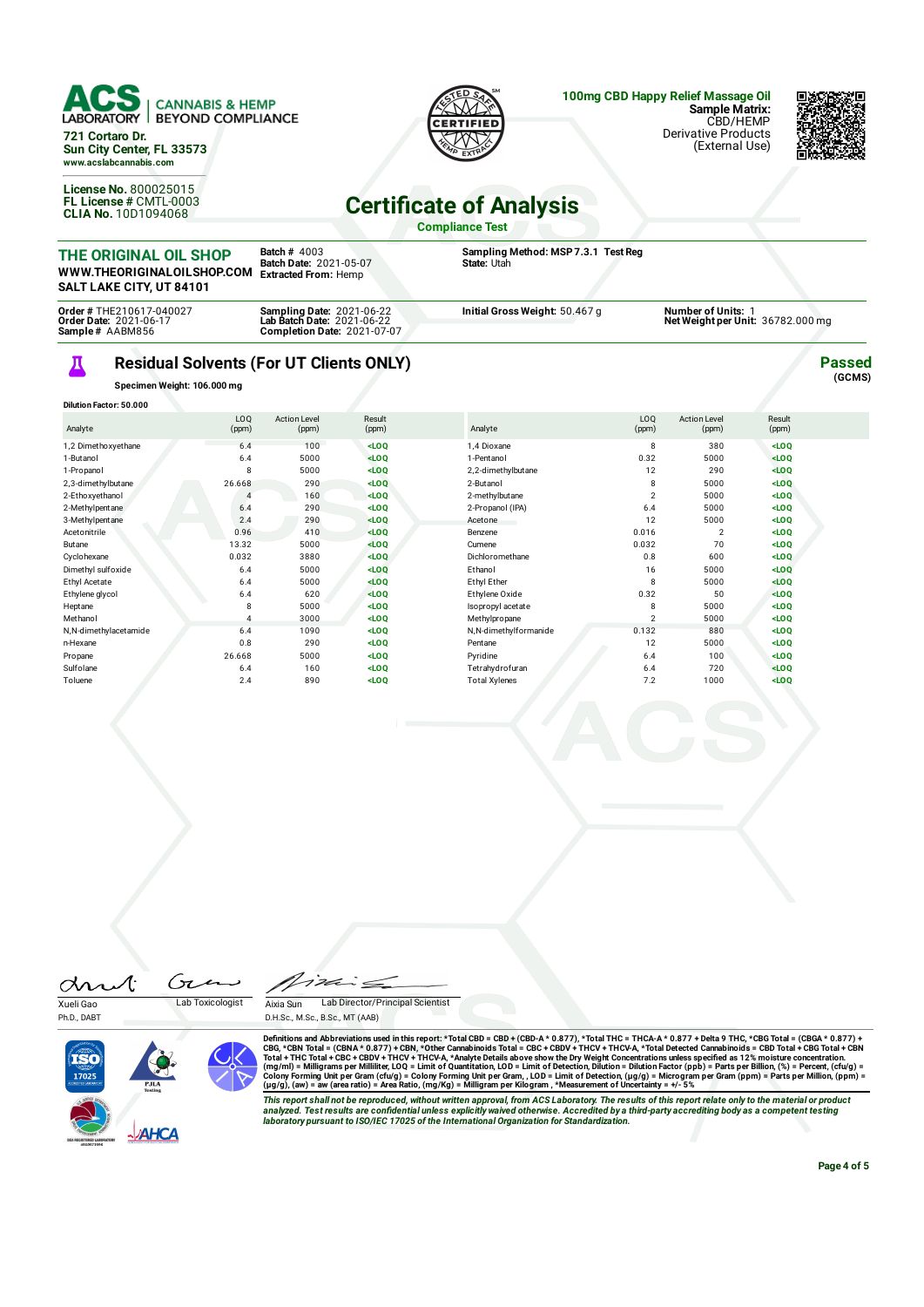**ACS LABORATORY** | CANNABIS & HEMP BEYOND COMPLIANCE

721 Cortaro Dr.
Sun City Center, FL 33573
www.acslabcannabis.com

**License No.** 800025015
**FL License #** CMTL-0003
**CLIA No.** 10D1094068

**100mg CBD Happy Relief Massage Oil**
**Sample Matrix:** CBD/HEMP Derivative Products (External Use)

# Certificate of Analysis

**Compliance Test**

**THE ORIGINAL OIL SHOP**
**WWW.THEORIGINALOILSHOP.COM**
**SALT LAKE CITY, UT 84101**

**Batch #** 4003
**Batch Date:** 2021-05-07
**Extracted From:** Hemp

**Sampling Method: MSP 7.3.1 Test Reg**
**State:** Utah

**Order #** THE210617-040027
**Order Date:** 2021-06-17
**Sample #** AABM856

**Sampling Date:** 2021-06-22
**Lab Batch Date:** 2021-06-22
**Completion Date:** 2021-07-07

**Initial Gross Weight:** 50.467 g

**Number of Units:** 1
**Net Weight per Unit:** 36782.000 mg

## Residual Solvents (For UT Clients ONLY)

**Passed** (GCMS)

**Specimen Weight: 106.000 mg**

**Dilution Factor: 50.000**

| Analyte | LOQ (ppm) | Action Level (ppm) | Result (ppm) | Analyte | LOQ (ppm) | Action Level (ppm) | Result (ppm) |
|---|---|---|---|---|---|---|---|
| 1,2 Dimethoxyethane | 6.4 | 100 | <LOQ | 1,4 Dioxane | 8 | 380 | <LOQ |
| 1-Butanol | 6.4 | 5000 | <LOQ | 1-Pentanol | 0.32 | 5000 | <LOQ |
| 1-Propanol | 8 | 5000 | <LOQ | 2,2-dimethylbutane | 12 | 290 | <LOQ |
| 2,3-dimethylbutane | 26.668 | 290 | <LOQ | 2-Butanol | 8 | 5000 | <LOQ |
| 2-Ethoxyethanol | 4 | 160 | <LOQ | 2-methylbutane | 2 | 5000 | <LOQ |
| 2-Methylpentane | 6.4 | 290 | <LOQ | 2-Propanol (IPA) | 6.4 | 5000 | <LOQ |
| 3-Methylpentane | 2.4 | 290 | <LOQ | Acetone | 12 | 5000 | <LOQ |
| Acetonitrile | 0.96 | 410 | <LOQ | Benzene | 0.016 | 2 | <LOQ |
| Butane | 13.32 | 5000 | <LOQ | Cumene | 0.032 | 70 | <LOQ |
| Cyclohexane | 0.032 | 3880 | <LOQ | Dichloromethane | 0.8 | 600 | <LOQ |
| Dimethyl sulfoxide | 6.4 | 5000 | <LOQ | Ethanol | 16 | 5000 | <LOQ |
| Ethyl Acetate | 6.4 | 5000 | <LOQ | Ethyl Ether | 8 | 5000 | <LOQ |
| Ethylene glycol | 6.4 | 620 | <LOQ | Ethylene Oxide | 0.32 | 50 | <LOQ |
| Heptane | 8 | 5000 | <LOQ | Isopropyl acetate | 8 | 5000 | <LOQ |
| Methanol | 4 | 3000 | <LOQ | Methylpropane | 2 | 5000 | <LOQ |
| N,N-dimethylacetamide | 6.4 | 1090 | <LOQ | N,N-dimethylformamide | 0.132 | 880 | <LOQ |
| n-Hexane | 0.8 | 290 | <LOQ | Pentane | 12 | 5000 | <LOQ |
| Propane | 26.668 | 5000 | <LOQ | Pyridine | 6.4 | 100 | <LOQ |
| Sulfolane | 6.4 | 160 | <LOQ | Tetrahydrofuran | 6.4 | 720 | <LOQ |
| Toluene | 2.4 | 890 | <LOQ | Total Xylenes | 7.2 | 1000 | <LOQ |

Xueli Gao, Ph.D., DABT — Lab Toxicologist

Aixia Sun, D.H.Sc., M.Sc., B.Sc., MT (AAB) — Lab Director/Principal Scientist

**Definitions and Abbreviations used in this report:** *Total CBD = CBD + (CBD-A * 0.877), *Total THC = THCA-A * 0.877 + Delta 9 THC, *CBG Total = (CBGA * 0.877) + CBG, *CBN Total = (CBNA * 0.877) + CBN, *Other Cannabinoids Total = CBC + CBDV + THCV + THCV-A, *Total Detected Cannabinoids = CBD Total + CBG Total + CBN Total + THC Total + CBC + CBDV + THCV + THCV-A, *Analyte Details above show the Dry Weight Concentrations unless specified as 12% moisture concentration. (mg/ml) = Milligrams per Milliliter, LOQ = Limit of Quantitation, LOD = Limit of Detection, Dilution = Dilution Factor (ppb) = Parts per Billion, (%) = Percent, (cfu/g) = Colony Forming Unit per Gram (cfu/g) = Colony Forming Unit per Gram, , LOD = Limit of Detection, (µg/g) = Microgram per Gram (ppm) = Parts per Million, (ppm) = (µg/g), (aw) = aw (area ratio) = Area Ratio, (mg/Kg) = Milligram per Kilogram , *Measurement of Uncertainty = +/- 5%

*This report shall not be reproduced, without written approval, from ACS Laboratory. The results of this report relate only to the material or product analyzed. Test results are confidential unless explicitly waived otherwise. Accredited by a third-party accrediting body as a competent testing laboratory pursuant to ISO/IEC 17025 of the International Organization for Standardization.*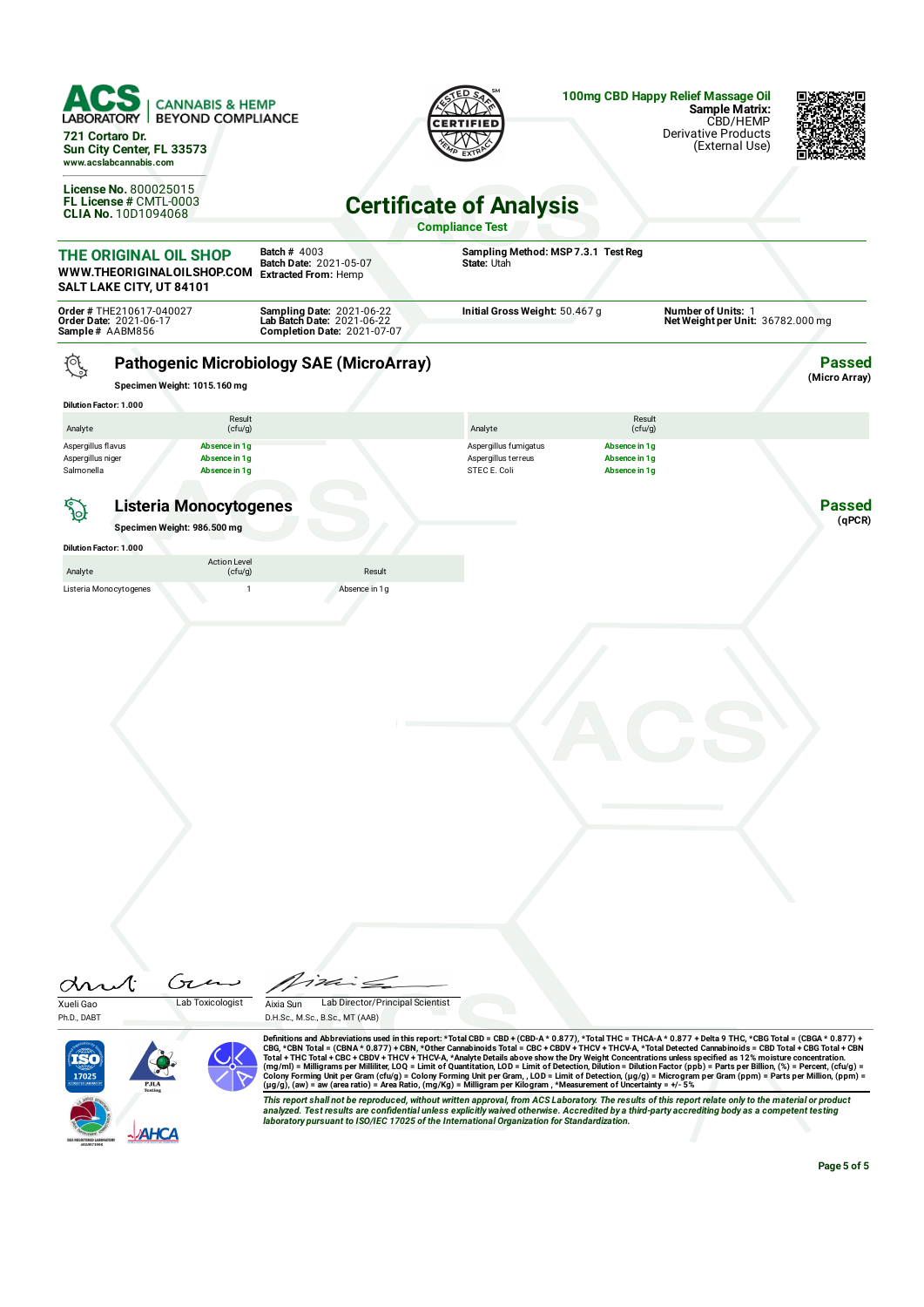ACS LABORATORY | CANNABIS & HEMP BEYOND COMPLIANCE

721 Cortaro Dr.
Sun City Center, FL 33573
www.acslabcannabis.com

License No. 800025015
FL License # CMTL-0003
CLIA No. 10D1094068

**100mg CBD Happy Relief Massage Oil**
**Sample Matrix:** CBD/HEMP Derivative Products (External Use)

# Certificate of Analysis

**Compliance Test**

**THE ORIGINAL OIL SHOP**
WWW.THEORIGINALOILSHOP.COM
SALT LAKE CITY, UT 84101

**Batch #** 4003
**Batch Date:** 2021-05-07
**Extracted From:** Hemp

**Sampling Method:** MSP 7.3.1 Test Reg
**State:** Utah

**Order #** THE210617-040027
**Order Date:** 2021-06-17
**Sample #** AABM856

**Sampling Date:** 2021-06-22
**Lab Batch Date:** 2021-06-22
**Completion Date:** 2021-07-07

**Initial Gross Weight:** 50.467 g

**Number of Units:** 1
**Net Weight per Unit:** 36782.000 mg

## Pathogenic Microbiology SAE (MicroArray)

**Passed** (Micro Array)

**Specimen Weight:** 1015.160 mg

**Dilution Factor:** 1.000

| Analyte | Result (cfu/g) | Analyte | Result (cfu/g) |
|---|---|---|---|
| Aspergillus flavus | Absence in 1g | Aspergillus fumigatus | Absence in 1g |
| Aspergillus niger | Absence in 1g | Aspergillus terreus | Absence in 1g |
| Salmonella | Absence in 1g | STEC E. Coli | Absence in 1g |

## Listeria Monocytogenes

**Passed** (qPCR)

**Specimen Weight:** 986.500 mg

**Dilution Factor:** 1.000

| Analyte | Action Level (cfu/g) | Result |
|---|---|---|
| Listeria Monocytogenes | 1 | Absence in 1 g |

Xueli Gao, Ph.D., DABT — Lab Toxicologist

Aixia Sun, D.H.Sc., M.Sc., B.Sc., MT (AAB) — Lab Director/Principal Scientist

Definitions and Abbreviations used in this report: *Total CBD = CBD + (CBD-A * 0.877), *Total THC = THCA-A * 0.877 + Delta 9 THC, *CBG Total = (CBGA * 0.877) + CBG, *CBN Total = (CBNA * 0.877) + CBN, *Other Cannabinoids Total = CBC + CBDV + THCV + THCV-A, *Total Detected Cannabinoids = CBD Total + CBG Total + CBN Total + THC Total + CBC + CBDV + THCV + THCV-A, *Analyte Details above show the Dry Weight Concentrations unless specified as 12% moisture concentration. (mg/ml) = Milligrams per Milliliter, LOQ = Limit of Quantitation, LOD = Limit of Detection, Dilution = Dilution Factor (ppb) = Parts per Billion, (%) = Percent, (cfu/g) = Colony Forming Unit per Gram (cfu/g) = Colony Forming Unit per Gram, , LOD = Limit of Detection, (µg/g) = Microgram per Gram (ppm) = Parts per Million, (ppm) = (µg/g), (aw) = aw (area ratio) = Area Ratio, (mg/Kg) = Milligram per Kilogram , *Measurement of Uncertainty = +/- 5%

*This report shall not be reproduced, without written approval, from ACS Laboratory. The results of this report relate only to the material or product analyzed. Test results are confidential unless explicitly waived otherwise. Accredited by a third-party accrediting body as a competent testing laboratory pursuant to ISO/IEC 17025 of the International Organization for Standardization.*